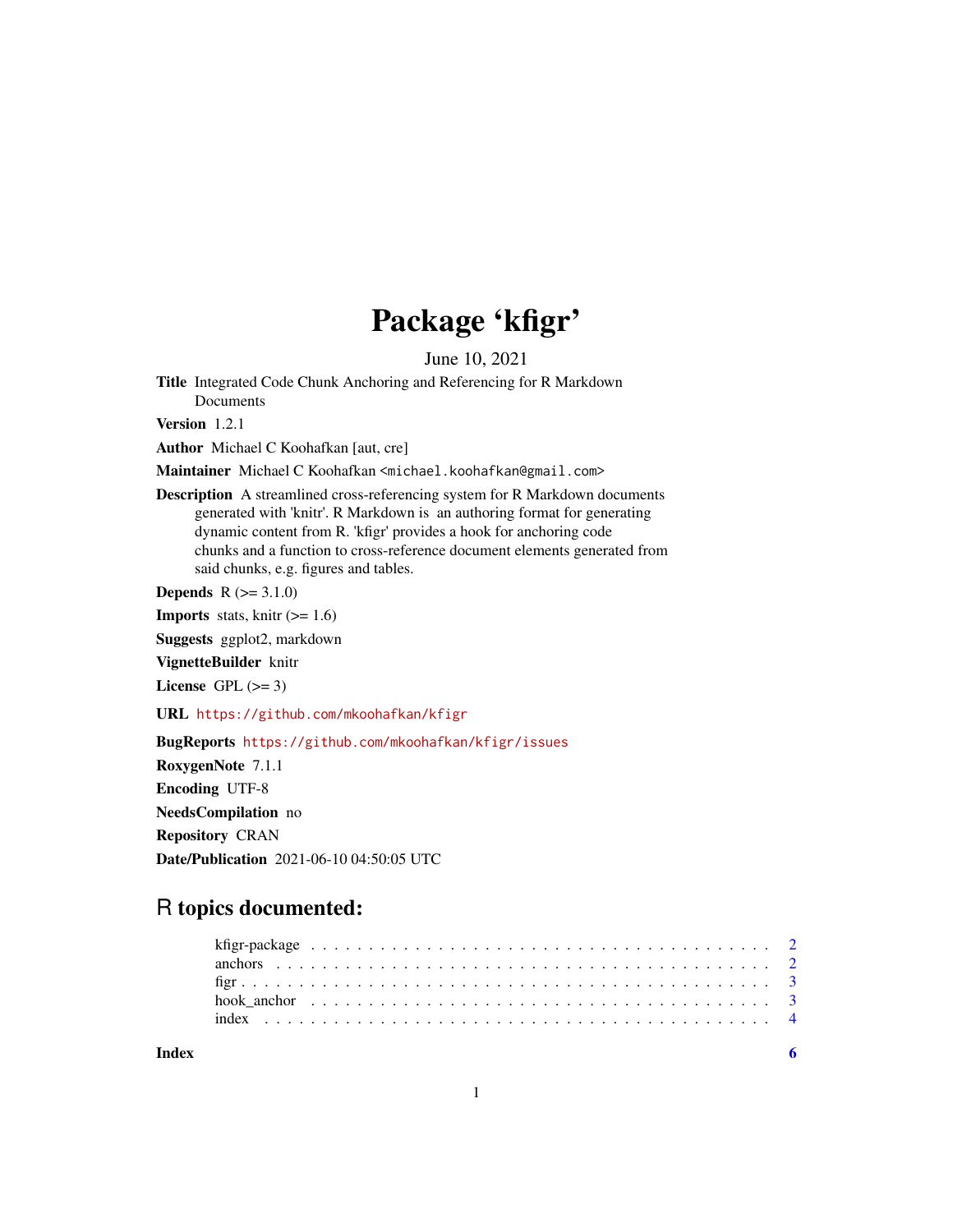# Package 'kfigr'

June 10, 2021

**Title** Integrated Code Chunk Anchoring and Referencing for R Markdown Documents

**Version** 1.2.1

**Author** Michael C Koohafkan [aut, cre]

**Maintainer** Michael C Koohafkan <michael.koohafkan@gmail.com>

**Description** A streamlined cross-referencing system for R Markdown documents generated with 'knitr'. R Markdown is an authoring format for generating dynamic content from R. 'kfigr' provides a hook for anchoring code chunks and a function to cross-reference document elements generated from said chunks, e.g. figures and tables.

**Depends** R (>= 3.1.0)

**Imports** stats, knitr (>= 1.6)

**Suggests** ggplot2, markdown

**VignetteBuilder** knitr

**License** GPL (>= 3)

**URL** https://github.com/mkoohafkan/kfigr

**BugReports** https://github.com/mkoohafkan/kfigr/issues

**RoxygenNote** 7.1.1

**Encoding** UTF-8

**NeedsCompilation** no

**Repository** CRAN

**Date/Publication** 2021-06-10 04:50:05 UTC

## R topics documented:

- kfigr-package . . . . . . . . . . . . . . . . . . . . . . . . . . . . . . . . . . . . . . 2
- anchors . . . . . . . . . . . . . . . . . . . . . . . . . . . . . . . . . . . . . . . . . 2
- figr . . . . . . . . . . . . . . . . . . . . . . . . . . . . . . . . . . . . . . . . . . . 3
- hook_anchor . . . . . . . . . . . . . . . . . . . . . . . . . . . . . . . . . . . . . . 3
- index . . . . . . . . . . . . . . . . . . . . . . . . . . . . . . . . . . . . . . . . . . 4

**Index** 6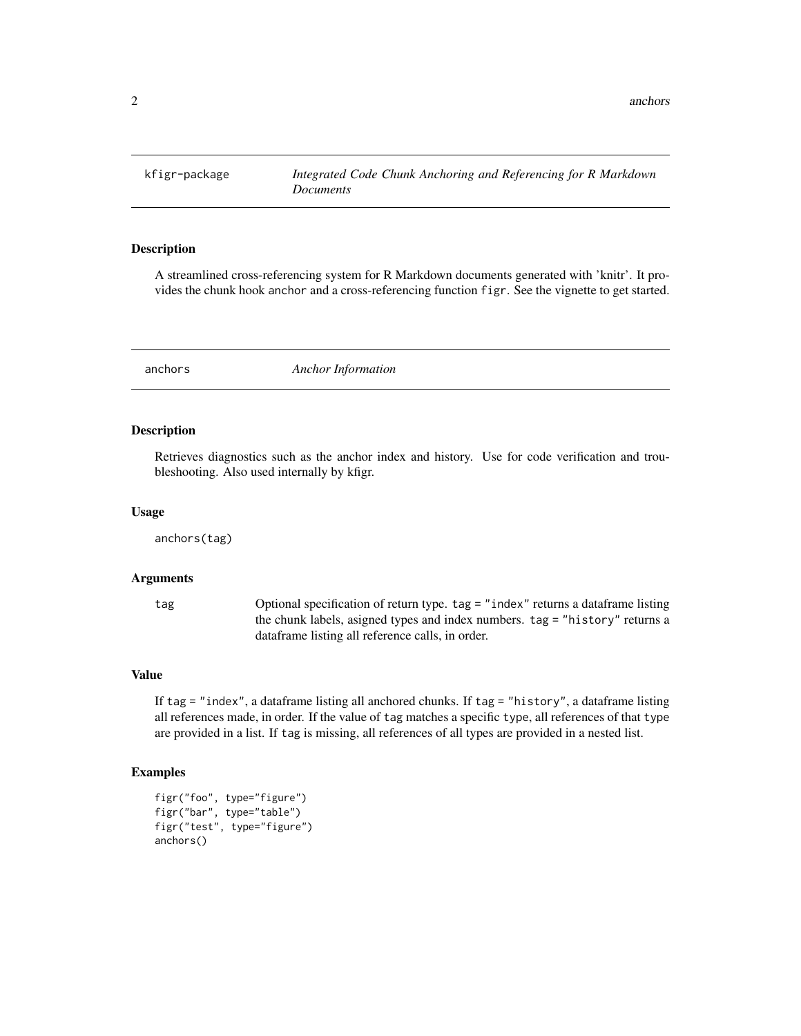## kfigr-package — *Integrated Code Chunk Anchoring and Referencing for R Markdown Documents*

### Description

A streamlined cross-referencing system for R Markdown documents generated with 'knitr'. It provides the chunk hook `anchor` and a cross-referencing function `figr`. See the vignette to get started.

## anchors — *Anchor Information*

### Description

Retrieves diagnostics such as the anchor index and history. Use for code verification and troubleshooting. Also used internally by kfigr.

### Usage

```
anchors(tag)
```

### Arguments

| | |
|---|---|
| `tag` | Optional specification of return type. `tag = "index"` returns a dataframe listing the chunk labels, asigned types and index numbers. `tag = "history"` returns a dataframe listing all reference calls, in order. |

### Value

If `tag = "index"`, a dataframe listing all anchored chunks. If `tag = "history"`, a dataframe listing all references made, in order. If the value of `tag` matches a specific `type`, all references of that `type` are provided in a list. If `tag` is missing, all references of all types are provided in a nested list.

### Examples

```
figr("foo", type="figure")
figr("bar", type="table")
figr("test", type="figure")
anchors()
```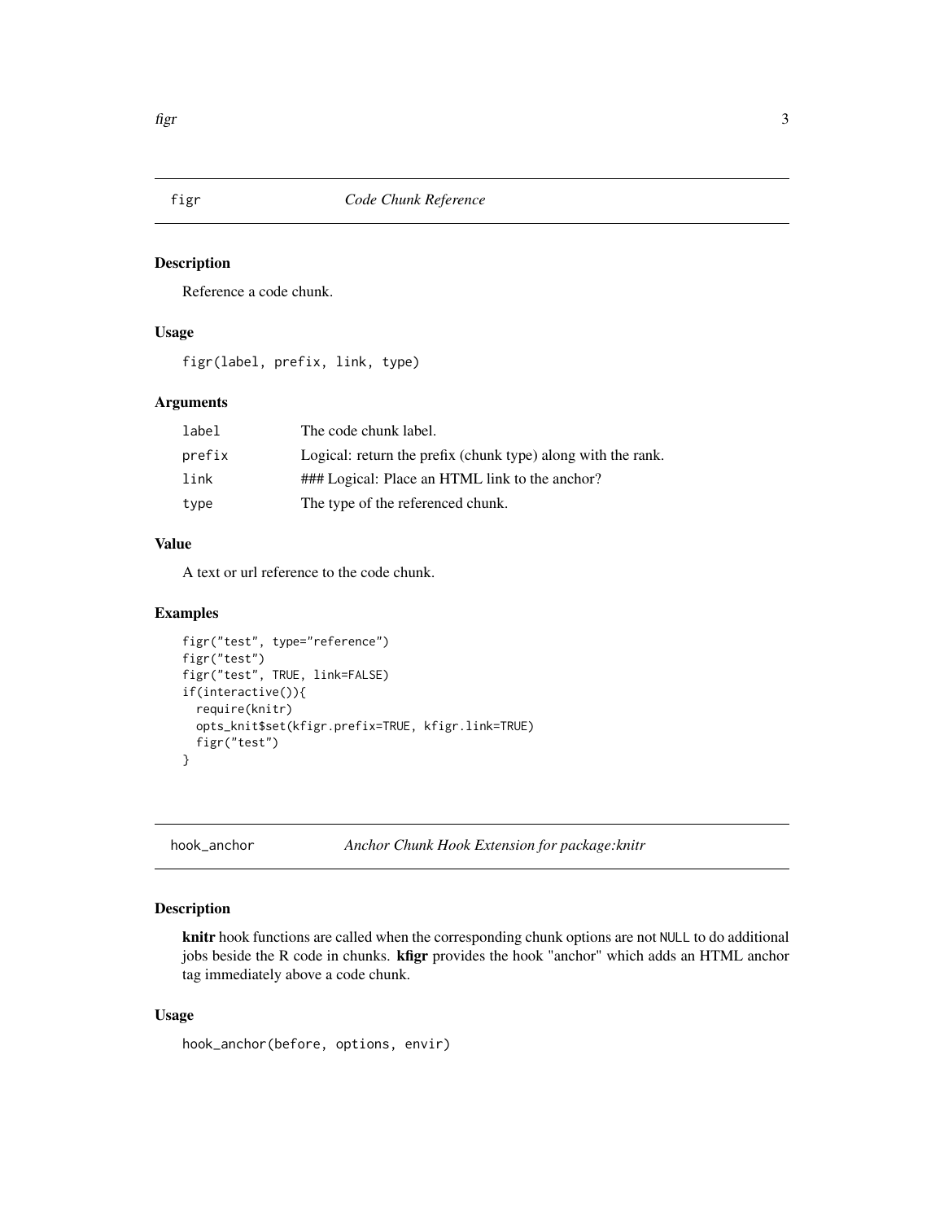## figr — *Code Chunk Reference*

### Description

Reference a code chunk.

### Usage

```
figr(label, prefix, link, type)
```

### Arguments

| | |
|---|---|
| `label` | The code chunk label. |
| `prefix` | Logical: return the prefix (chunk type) along with the rank. |
| `link` | ### Logical: Place an HTML link to the anchor? |
| `type` | The type of the referenced chunk. |

### Value

A text or url reference to the code chunk.

### Examples

```
figr("test", type="reference")
figr("test")
figr("test", TRUE, link=FALSE)
if(interactive()){
  require(knitr)
  opts_knit$set(kfigr.prefix=TRUE, kfigr.link=TRUE)
  figr("test")
}
```

## hook_anchor — *Anchor Chunk Hook Extension for package:knitr*

### Description

**knitr** hook functions are called when the corresponding chunk options are not `NULL` to do additional jobs beside the R code in chunks. **kfigr** provides the hook "anchor" which adds an HTML anchor tag immediately above a code chunk.

### Usage

```
hook_anchor(before, options, envir)
```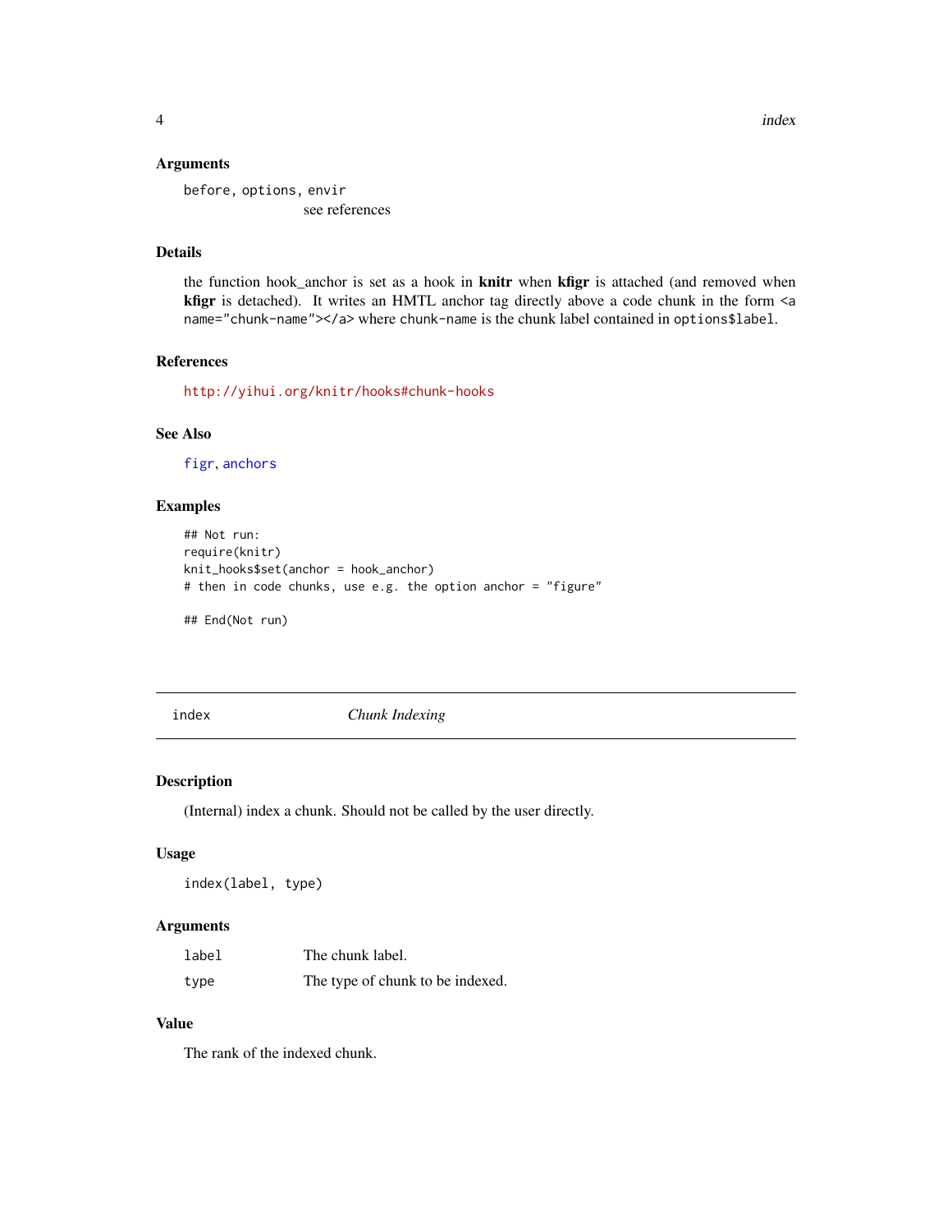### Arguments

`before, options, envir`
: see references

### Details

the function hook_anchor is set as a hook in **knitr** when **kfigr** is attached (and removed when **kfigr** is detached). It writes an HMTL anchor tag directly above a code chunk in the form `<a name="chunk-name"></a>` where `chunk-name` is the chunk label contained in `options$label`.

### References

http://yihui.org/knitr/hooks#chunk-hooks

### See Also

`figr`, `anchors`

### Examples

```
## Not run:
require(knitr)
knit_hooks$set(anchor = hook_anchor)
# then in code chunks, use e.g. the option anchor = "figure"

## End(Not run)
```

---

## index — *Chunk Indexing*

### Description

(Internal) index a chunk. Should not be called by the user directly.

### Usage

```
index(label, type)
```

### Arguments

| | |
|---|---|
| `label` | The chunk label. |
| `type` | The type of chunk to be indexed. |

### Value

The rank of the indexed chunk.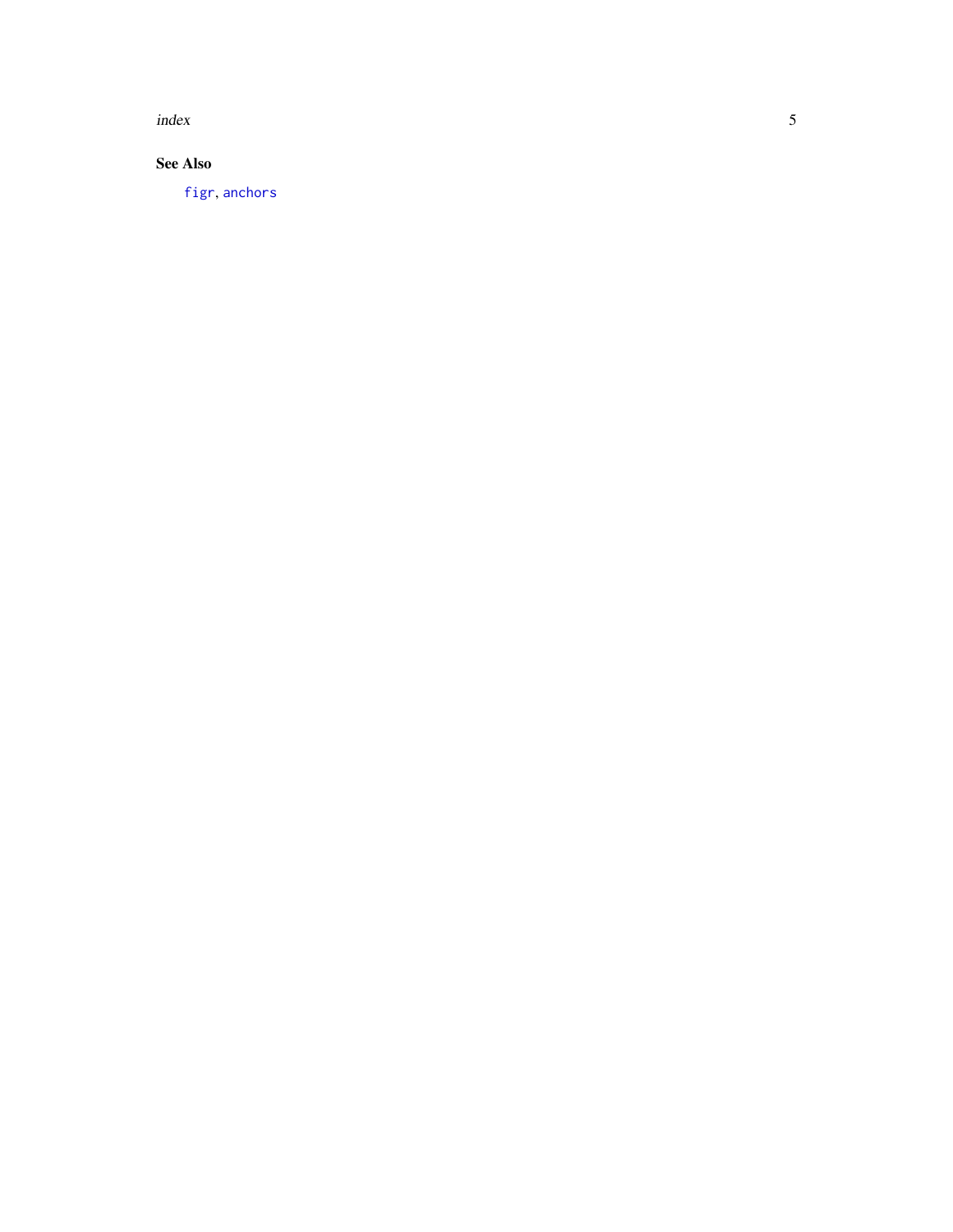### See Also

`figr`, `anchors`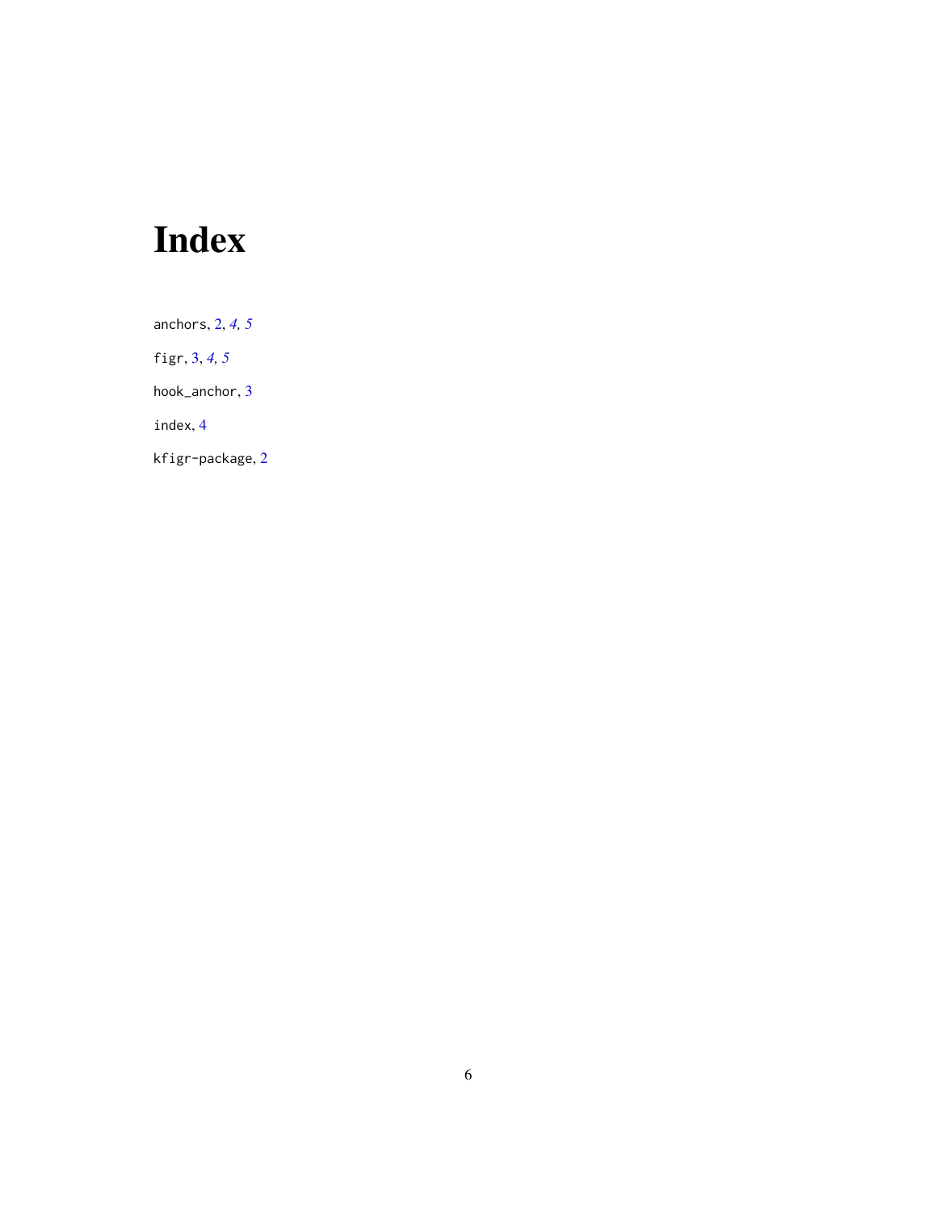# Index

anchors, 2, *4, 5*

figr, 3, *4, 5*

hook_anchor, 3

index, 4

kfigr-package, 2